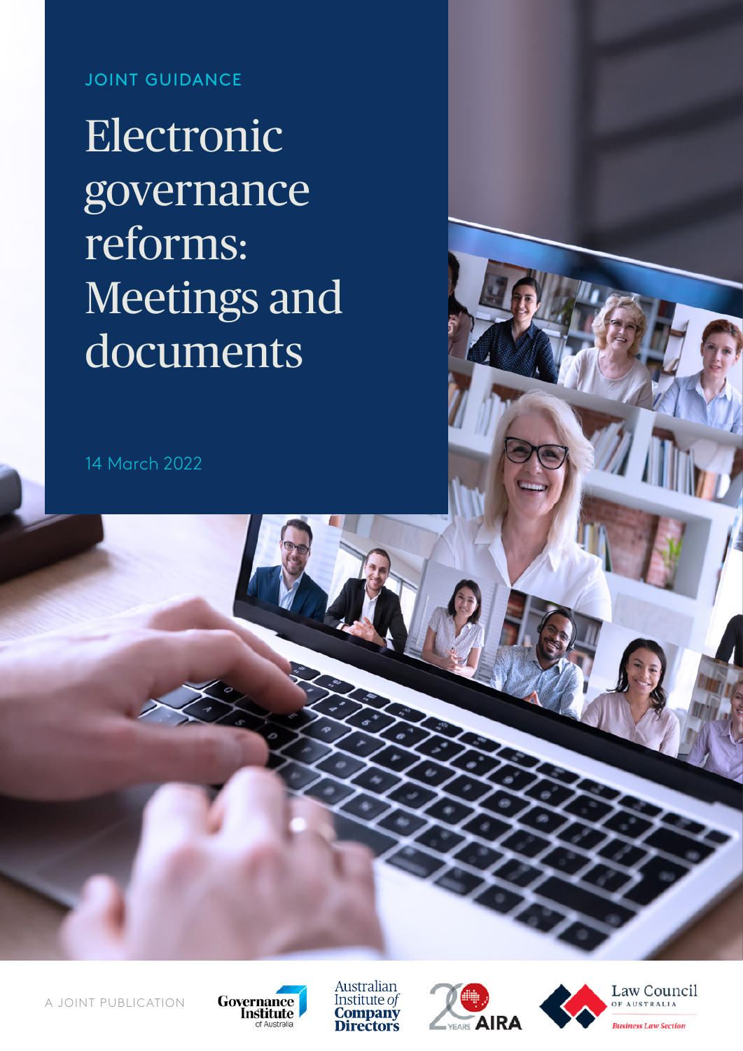JOINT GUIDANCE

# Electronic governance reforms: Meetings and documents

14 March 2022

A JOINT PUBLICATION

Governance Institute of Australia

Australian Institute of Company Directors

AIRA

Law Council of Australia Business Law Section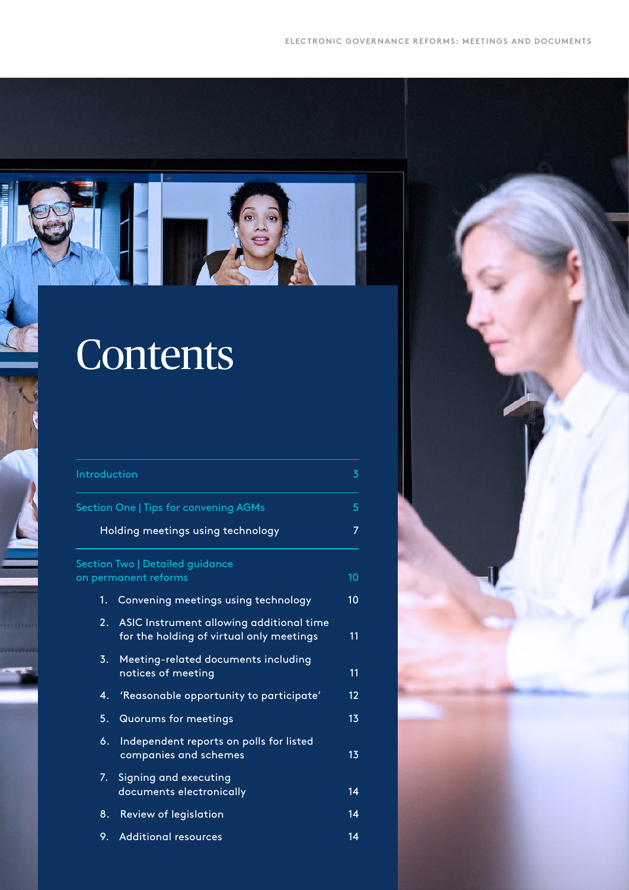# Contents

| | |
|---|---|
| Introduction | 3 |
| Section One \| Tips for convening AGMs | 5 |
| Holding meetings using technology | 7 |
| Section Two \| Detailed guidance on permanent reforms | 10 |
| 1. Convening meetings using technology | 10 |
| 2. ASIC Instrument allowing additional time for the holding of virtual only meetings | 11 |
| 3. Meeting-related documents including notices of meeting | 11 |
| 4. 'Reasonable opportunity to participate' | 12 |
| 5. Quorums for meetings | 13 |
| 6. Independent reports on polls for listed companies and schemes | 13 |
| 7. Signing and executing documents electronically | 14 |
| 8. Review of legislation | 14 |
| 9. Additional resources | 14 |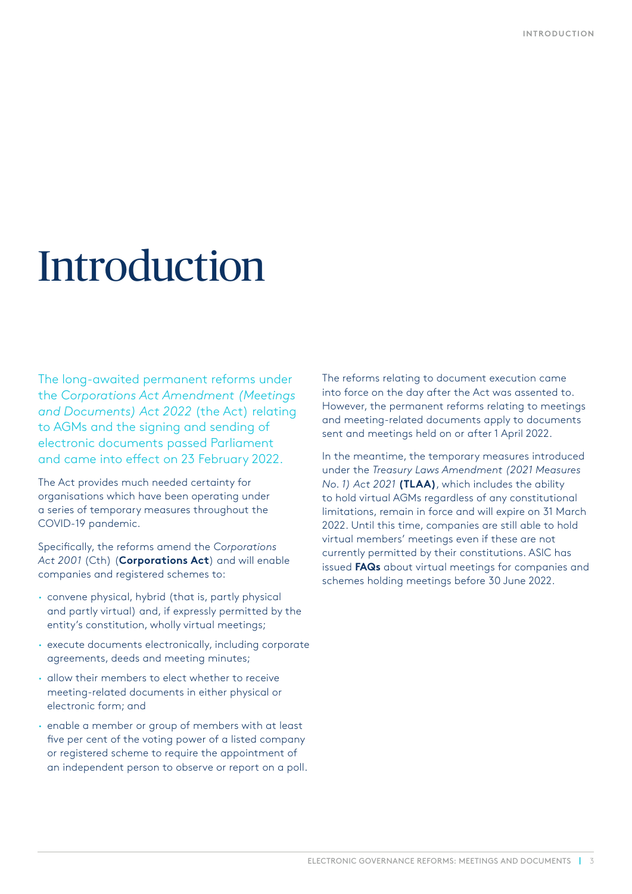# Introduction

The long-awaited permanent reforms under the *Corporations Act Amendment (Meetings and Documents) Act 2022* (the Act) relating to AGMs and the signing and sending of electronic documents passed Parliament and came into effect on 23 February 2022.

The Act provides much needed certainty for organisations which have been operating under a series of temporary measures throughout the COVID-19 pandemic.

Specifically, the reforms amend the *Corporations Act 2001* (Cth) (**Corporations Act**) and will enable companies and registered schemes to:

- convene physical, hybrid (that is, partly physical and partly virtual) and, if expressly permitted by the entity's constitution, wholly virtual meetings;
- execute documents electronically, including corporate agreements, deeds and meeting minutes;
- allow their members to elect whether to receive meeting-related documents in either physical or electronic form; and
- enable a member or group of members with at least five per cent of the voting power of a listed company or registered scheme to require the appointment of an independent person to observe or report on a poll.

The reforms relating to document execution came into force on the day after the Act was assented to. However, the permanent reforms relating to meetings and meeting-related documents apply to documents sent and meetings held on or after 1 April 2022.

In the meantime, the temporary measures introduced under the *Treasury Laws Amendment (2021 Measures No. 1) Act 2021* **(TLAA)**, which includes the ability to hold virtual AGMs regardless of any constitutional limitations, remain in force and will expire on 31 March 2022. Until this time, companies are still able to hold virtual members' meetings even if these are not currently permitted by their constitutions. ASIC has issued **FAQs** about virtual meetings for companies and schemes holding meetings before 30 June 2022.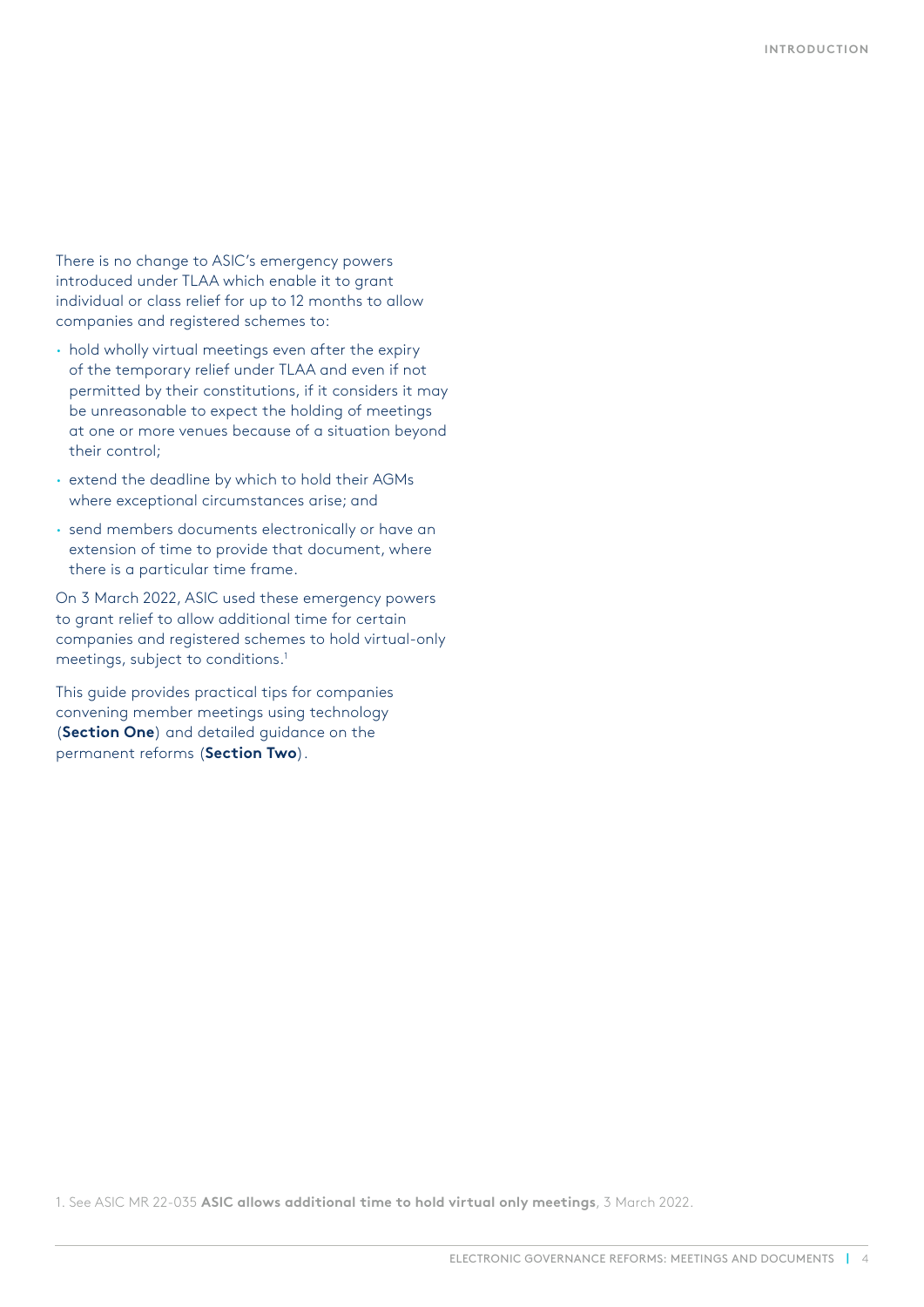There is no change to ASIC's emergency powers introduced under TLAA which enable it to grant individual or class relief for up to 12 months to allow companies and registered schemes to:

- hold wholly virtual meetings even after the expiry of the temporary relief under TLAA and even if not permitted by their constitutions, if it considers it may be unreasonable to expect the holding of meetings at one or more venues because of a situation beyond their control;
- extend the deadline by which to hold their AGMs where exceptional circumstances arise; and
- send members documents electronically or have an extension of time to provide that document, where there is a particular time frame.

On 3 March 2022, ASIC used these emergency powers to grant relief to allow additional time for certain companies and registered schemes to hold virtual-only meetings, subject to conditions.[1]

This guide provides practical tips for companies convening member meetings using technology (**Section One**) and detailed guidance on the permanent reforms (**Section Two**).

1. See ASIC MR 22-035 **ASIC allows additional time to hold virtual only meetings**, 3 March 2022.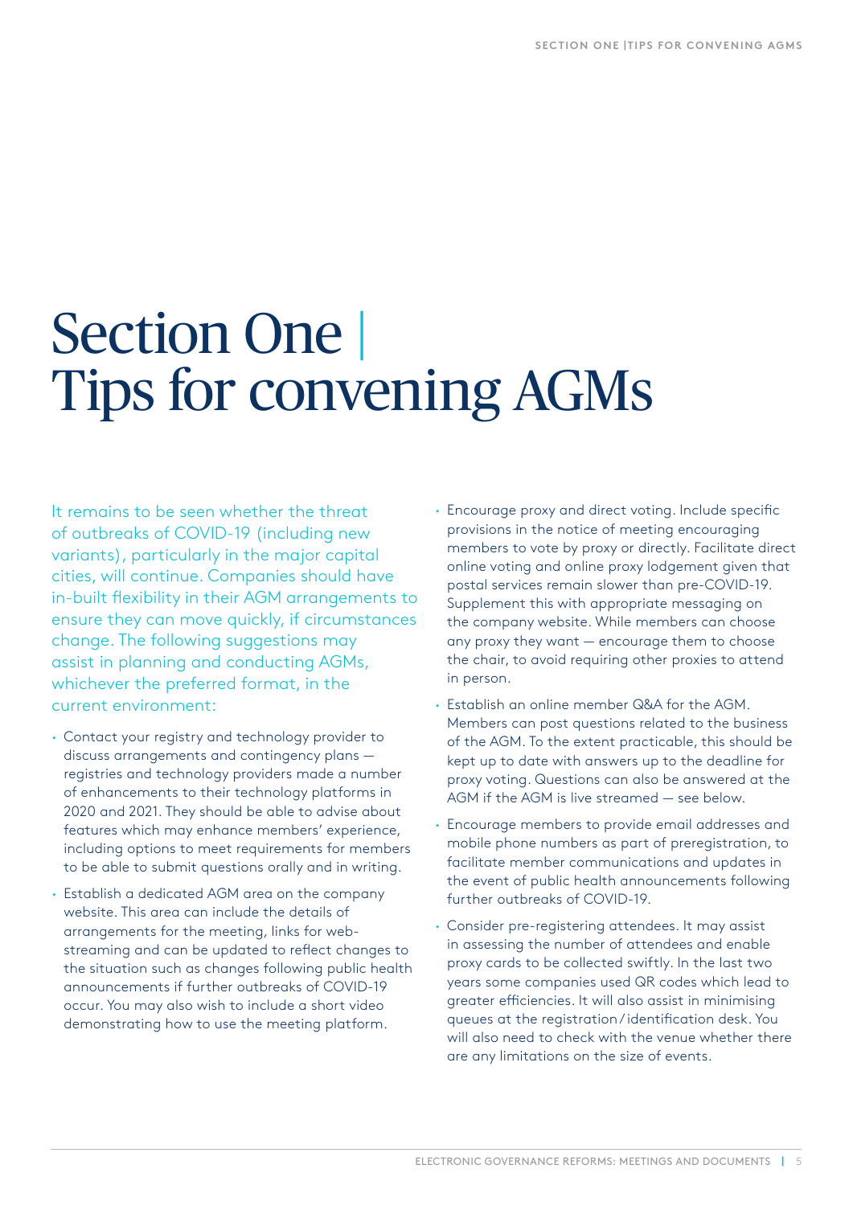# Section One | Tips for convening AGMs

It remains to be seen whether the threat of outbreaks of COVID-19 (including new variants), particularly in the major capital cities, will continue. Companies should have in-built flexibility in their AGM arrangements to ensure they can move quickly, if circumstances change. The following suggestions may assist in planning and conducting AGMs, whichever the preferred format, in the current environment:

- Contact your registry and technology provider to discuss arrangements and contingency plans — registries and technology providers made a number of enhancements to their technology platforms in 2020 and 2021. They should be able to advise about features which may enhance members' experience, including options to meet requirements for members to be able to submit questions orally and in writing.
- Establish a dedicated AGM area on the company website. This area can include the details of arrangements for the meeting, links for web-streaming and can be updated to reflect changes to the situation such as changes following public health announcements if further outbreaks of COVID-19 occur. You may also wish to include a short video demonstrating how to use the meeting platform.
- Encourage proxy and direct voting. Include specific provisions in the notice of meeting encouraging members to vote by proxy or directly. Facilitate direct online voting and online proxy lodgement given that postal services remain slower than pre-COVID-19. Supplement this with appropriate messaging on the company website. While members can choose any proxy they want — encourage them to choose the chair, to avoid requiring other proxies to attend in person.
- Establish an online member Q&A for the AGM. Members can post questions related to the business of the AGM. To the extent practicable, this should be kept up to date with answers up to the deadline for proxy voting. Questions can also be answered at the AGM if the AGM is live streamed — see below.
- Encourage members to provide email addresses and mobile phone numbers as part of preregistration, to facilitate member communications and updates in the event of public health announcements following further outbreaks of COVID-19.
- Consider pre-registering attendees. It may assist in assessing the number of attendees and enable proxy cards to be collected swiftly. In the last two years some companies used QR codes which lead to greater efficiencies. It will also assist in minimising queues at the registration / identification desk. You will also need to check with the venue whether there are any limitations on the size of events.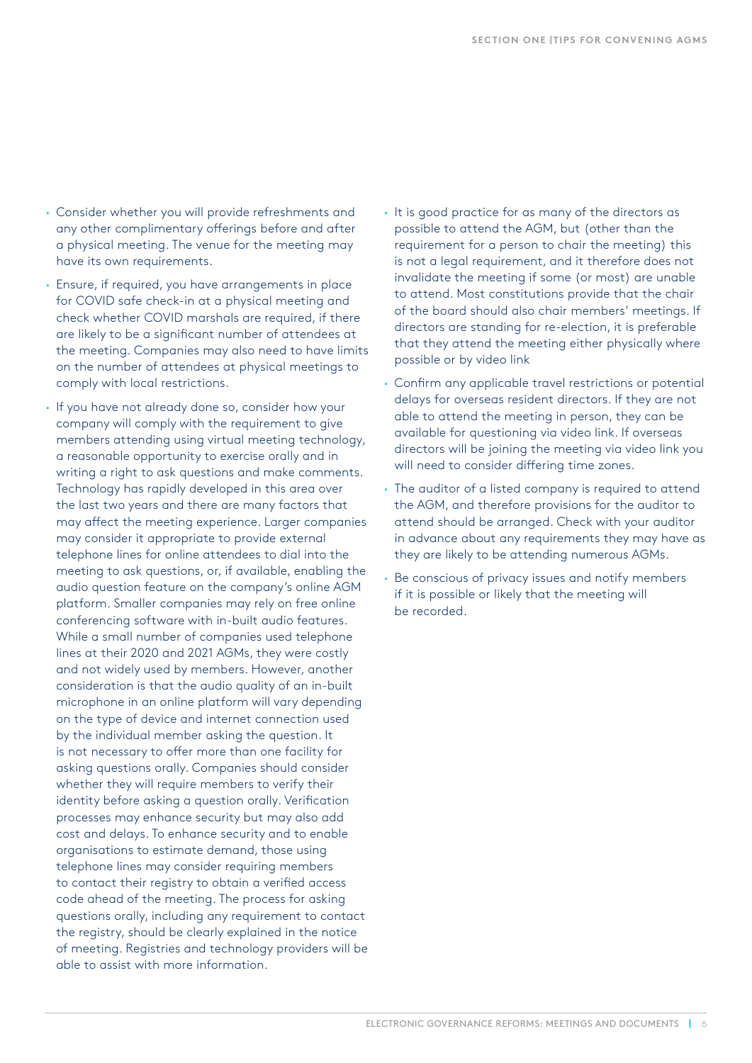- Consider whether you will provide refreshments and any other complimentary offerings before and after a physical meeting. The venue for the meeting may have its own requirements.
- Ensure, if required, you have arrangements in place for COVID safe check-in at a physical meeting and check whether COVID marshals are required, if there are likely to be a significant number of attendees at the meeting. Companies may also need to have limits on the number of attendees at physical meetings to comply with local restrictions.
- If you have not already done so, consider how your company will comply with the requirement to give members attending using virtual meeting technology, a reasonable opportunity to exercise orally and in writing a right to ask questions and make comments. Technology has rapidly developed in this area over the last two years and there are many factors that may affect the meeting experience. Larger companies may consider it appropriate to provide external telephone lines for online attendees to dial into the meeting to ask questions, or, if available, enabling the audio question feature on the company's online AGM platform. Smaller companies may rely on free online conferencing software with in-built audio features. While a small number of companies used telephone lines at their 2020 and 2021 AGMs, they were costly and not widely used by members. However, another consideration is that the audio quality of an in-built microphone in an online platform will vary depending on the type of device and internet connection used by the individual member asking the question. It is not necessary to offer more than one facility for asking questions orally. Companies should consider whether they will require members to verify their identity before asking a question orally. Verification processes may enhance security but may also add cost and delays. To enhance security and to enable organisations to estimate demand, those using telephone lines may consider requiring members to contact their registry to obtain a verified access code ahead of the meeting. The process for asking questions orally, including any requirement to contact the registry, should be clearly explained in the notice of meeting. Registries and technology providers will be able to assist with more information.
- It is good practice for as many of the directors as possible to attend the AGM, but (other than the requirement for a person to chair the meeting) this is not a legal requirement, and it therefore does not invalidate the meeting if some (or most) are unable to attend. Most constitutions provide that the chair of the board should also chair members' meetings. If directors are standing for re-election, it is preferable that they attend the meeting either physically where possible or by video link
- Confirm any applicable travel restrictions or potential delays for overseas resident directors. If they are not able to attend the meeting in person, they can be available for questioning via video link. If overseas directors will be joining the meeting via video link you will need to consider differing time zones.
- The auditor of a listed company is required to attend the AGM, and therefore provisions for the auditor to attend should be arranged. Check with your auditor in advance about any requirements they may have as they are likely to be attending numerous AGMs.
- Be conscious of privacy issues and notify members if it is possible or likely that the meeting will be recorded.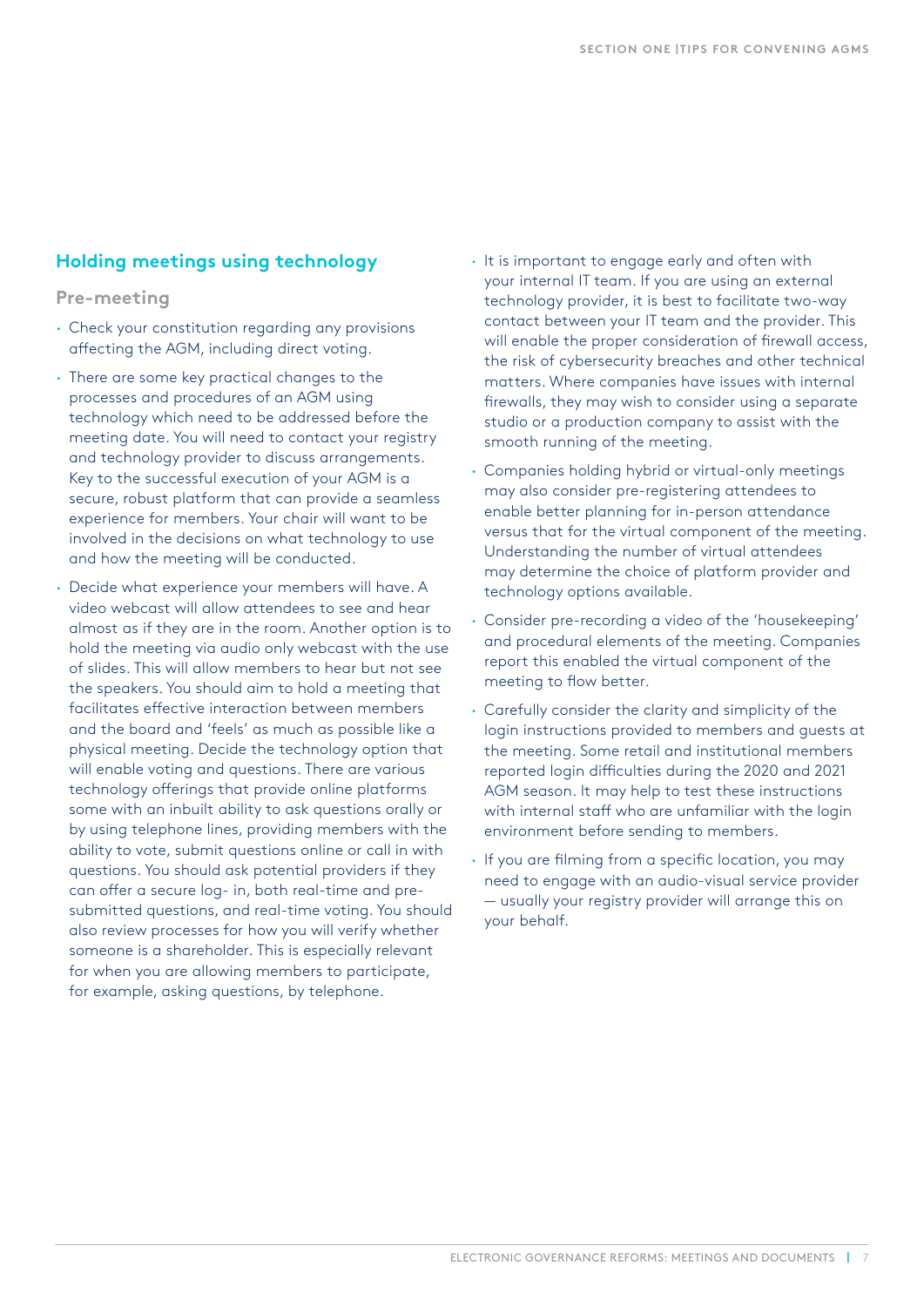## Holding meetings using technology

### Pre-meeting

- Check your constitution regarding any provisions affecting the AGM, including direct voting.
- There are some key practical changes to the processes and procedures of an AGM using technology which need to be addressed before the meeting date. You will need to contact your registry and technology provider to discuss arrangements. Key to the successful execution of your AGM is a secure, robust platform that can provide a seamless experience for members. Your chair will want to be involved in the decisions on what technology to use and how the meeting will be conducted.
- Decide what experience your members will have. A video webcast will allow attendees to see and hear almost as if they are in the room. Another option is to hold the meeting via audio only webcast with the use of slides. This will allow members to hear but not see the speakers. You should aim to hold a meeting that facilitates effective interaction between members and the board and 'feels' as much as possible like a physical meeting. Decide the technology option that will enable voting and questions. There are various technology offerings that provide online platforms some with an inbuilt ability to ask questions orally or by using telephone lines, providing members with the ability to vote, submit questions online or call in with questions. You should ask potential providers if they can offer a secure log- in, both real-time and pre-submitted questions, and real-time voting. You should also review processes for how you will verify whether someone is a shareholder. This is especially relevant for when you are allowing members to participate, for example, asking questions, by telephone.
- It is important to engage early and often with your internal IT team. If you are using an external technology provider, it is best to facilitate two-way contact between your IT team and the provider. This will enable the proper consideration of firewall access, the risk of cybersecurity breaches and other technical matters. Where companies have issues with internal firewalls, they may wish to consider using a separate studio or a production company to assist with the smooth running of the meeting.
- Companies holding hybrid or virtual-only meetings may also consider pre-registering attendees to enable better planning for in-person attendance versus that for the virtual component of the meeting. Understanding the number of virtual attendees may determine the choice of platform provider and technology options available.
- Consider pre-recording a video of the 'housekeeping' and procedural elements of the meeting. Companies report this enabled the virtual component of the meeting to flow better.
- Carefully consider the clarity and simplicity of the login instructions provided to members and guests at the meeting. Some retail and institutional members reported login difficulties during the 2020 and 2021 AGM season. It may help to test these instructions with internal staff who are unfamiliar with the login environment before sending to members.
- If you are filming from a specific location, you may need to engage with an audio-visual service provider — usually your registry provider will arrange this on your behalf.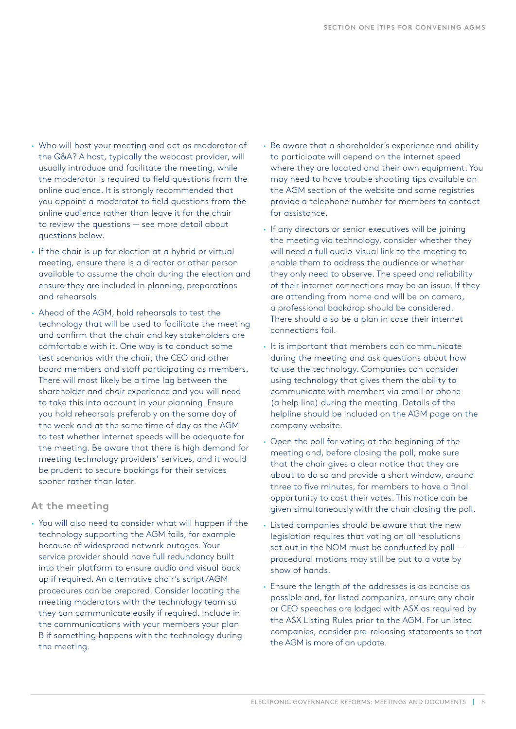- Who will host your meeting and act as moderator of the Q&A? A host, typically the webcast provider, will usually introduce and facilitate the meeting, while the moderator is required to field questions from the online audience. It is strongly recommended that you appoint a moderator to field questions from the online audience rather than leave it for the chair to review the questions — see more detail about questions below.
- If the chair is up for election at a hybrid or virtual meeting, ensure there is a director or other person available to assume the chair during the election and ensure they are included in planning, preparations and rehearsals.
- Ahead of the AGM, hold rehearsals to test the technology that will be used to facilitate the meeting and confirm that the chair and key stakeholders are comfortable with it. One way is to conduct some test scenarios with the chair, the CEO and other board members and staff participating as members. There will most likely be a time lag between the shareholder and chair experience and you will need to take this into account in your planning. Ensure you hold rehearsals preferably on the same day of the week and at the same time of day as the AGM to test whether internet speeds will be adequate for the meeting. Be aware that there is high demand for meeting technology providers' services, and it would be prudent to secure bookings for their services sooner rather than later.

### At the meeting

- You will also need to consider what will happen if the technology supporting the AGM fails, for example because of widespread network outages. Your service provider should have full redundancy built into their platform to ensure audio and visual back up if required. An alternative chair's script/AGM procedures can be prepared. Consider locating the meeting moderators with the technology team so they can communicate easily if required. Include in the communications with your members your plan B if something happens with the technology during the meeting.
- Be aware that a shareholder's experience and ability to participate will depend on the internet speed where they are located and their own equipment. You may need to have trouble shooting tips available on the AGM section of the website and some registries provide a telephone number for members to contact for assistance.
- If any directors or senior executives will be joining the meeting via technology, consider whether they will need a full audio-visual link to the meeting to enable them to address the audience or whether they only need to observe. The speed and reliability of their internet connections may be an issue. If they are attending from home and will be on camera, a professional backdrop should be considered. There should also be a plan in case their internet connections fail.
- It is important that members can communicate during the meeting and ask questions about how to use the technology. Companies can consider using technology that gives them the ability to communicate with members via email or phone (a help line) during the meeting. Details of the helpline should be included on the AGM page on the company website.
- Open the poll for voting at the beginning of the meeting and, before closing the poll, make sure that the chair gives a clear notice that they are about to do so and provide a short window, around three to five minutes, for members to have a final opportunity to cast their votes. This notice can be given simultaneously with the chair closing the poll.
- Listed companies should be aware that the new legislation requires that voting on all resolutions set out in the NOM must be conducted by poll — procedural motions may still be put to a vote by show of hands.
- Ensure the length of the addresses is as concise as possible and, for listed companies, ensure any chair or CEO speeches are lodged with ASX as required by the ASX Listing Rules prior to the AGM. For unlisted companies, consider pre-releasing statements so that the AGM is more of an update.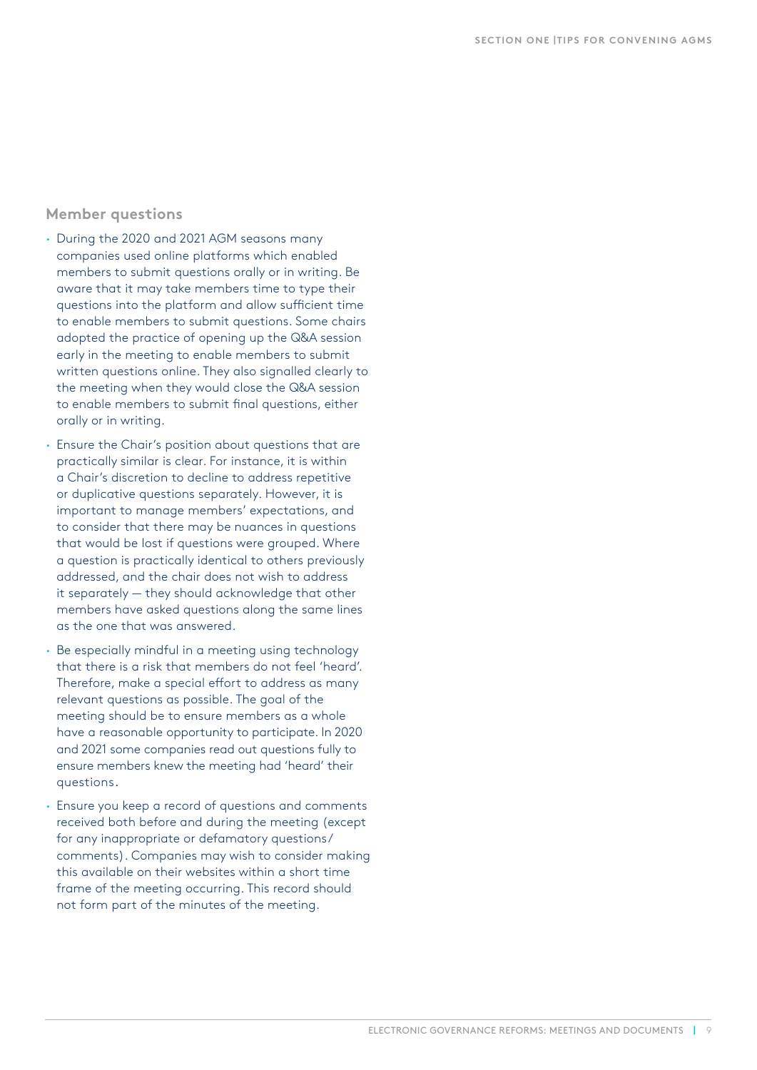## Member questions

- During the 2020 and 2021 AGM seasons many companies used online platforms which enabled members to submit questions orally or in writing. Be aware that it may take members time to type their questions into the platform and allow sufficient time to enable members to submit questions. Some chairs adopted the practice of opening up the Q&A session early in the meeting to enable members to submit written questions online. They also signalled clearly to the meeting when they would close the Q&A session to enable members to submit final questions, either orally or in writing.
- Ensure the Chair's position about questions that are practically similar is clear. For instance, it is within a Chair's discretion to decline to address repetitive or duplicative questions separately. However, it is important to manage members' expectations, and to consider that there may be nuances in questions that would be lost if questions were grouped. Where a question is practically identical to others previously addressed, and the chair does not wish to address it separately — they should acknowledge that other members have asked questions along the same lines as the one that was answered.
- Be especially mindful in a meeting using technology that there is a risk that members do not feel 'heard'. Therefore, make a special effort to address as many relevant questions as possible. The goal of the meeting should be to ensure members as a whole have a reasonable opportunity to participate. In 2020 and 2021 some companies read out questions fully to ensure members knew the meeting had 'heard' their questions.
- Ensure you keep a record of questions and comments received both before and during the meeting (except for any inappropriate or defamatory questions/comments). Companies may wish to consider making this available on their websites within a short time frame of the meeting occurring. This record should not form part of the minutes of the meeting.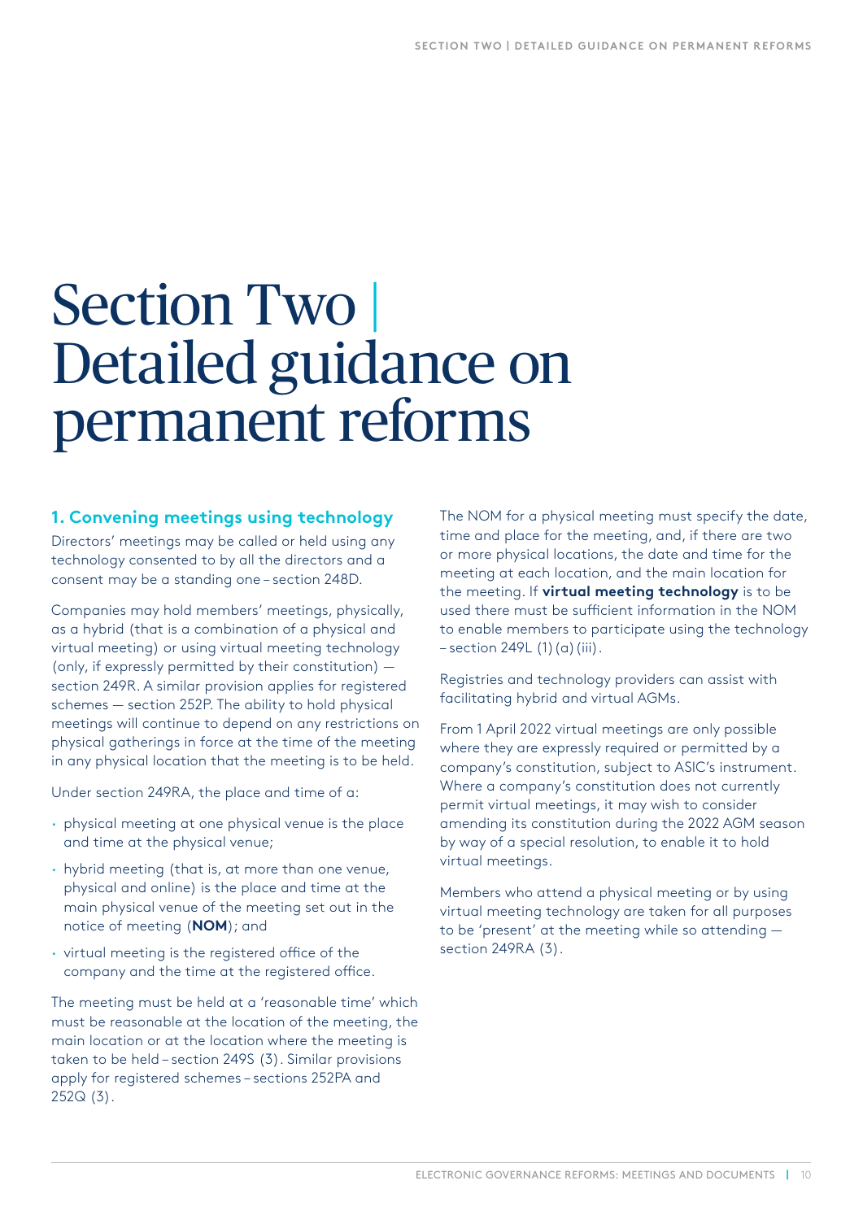# Section Two | Detailed guidance on permanent reforms

## 1. Convening meetings using technology

Directors' meetings may be called or held using any technology consented to by all the directors and a consent may be a standing one – section 248D.

Companies may hold members' meetings, physically, as a hybrid (that is a combination of a physical and virtual meeting) or using virtual meeting technology (only, if expressly permitted by their constitution) — section 249R. A similar provision applies for registered schemes — section 252P. The ability to hold physical meetings will continue to depend on any restrictions on physical gatherings in force at the time of the meeting in any physical location that the meeting is to be held.

Under section 249RA, the place and time of a:

- physical meeting at one physical venue is the place and time at the physical venue;
- hybrid meeting (that is, at more than one venue, physical and online) is the place and time at the main physical venue of the meeting set out in the notice of meeting (**NOM**); and
- virtual meeting is the registered office of the company and the time at the registered office.

The meeting must be held at a 'reasonable time' which must be reasonable at the location of the meeting, the main location or at the location where the meeting is taken to be held – section 249S (3). Similar provisions apply for registered schemes – sections 252PA and 252Q (3).

The NOM for a physical meeting must specify the date, time and place for the meeting, and, if there are two or more physical locations, the date and time for the meeting at each location, and the main location for the meeting. If **virtual meeting technology** is to be used there must be sufficient information in the NOM to enable members to participate using the technology – section 249L (1) (a) (iii).

Registries and technology providers can assist with facilitating hybrid and virtual AGMs.

From 1 April 2022 virtual meetings are only possible where they are expressly required or permitted by a company's constitution, subject to ASIC's instrument. Where a company's constitution does not currently permit virtual meetings, it may wish to consider amending its constitution during the 2022 AGM season by way of a special resolution, to enable it to hold virtual meetings.

Members who attend a physical meeting or by using virtual meeting technology are taken for all purposes to be 'present' at the meeting while so attending — section 249RA (3).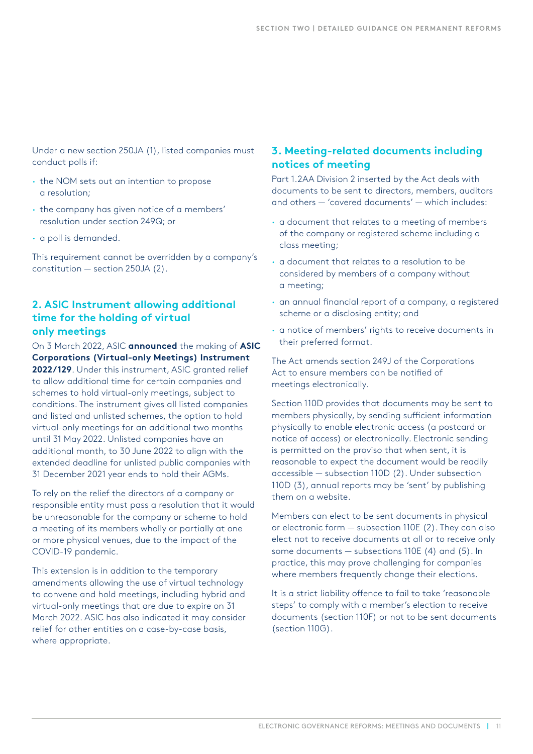Under a new section 250JA (1), listed companies must conduct polls if:

- the NOM sets out an intention to propose a resolution;
- the company has given notice of a members' resolution under section 249Q; or
- a poll is demanded.

This requirement cannot be overridden by a company's constitution — section 250JA (2).

## 2. ASIC Instrument allowing additional time for the holding of virtual only meetings

On 3 March 2022, ASIC **announced** the making of **ASIC Corporations (Virtual-only Meetings) Instrument 2022/129**. Under this instrument, ASIC granted relief to allow additional time for certain companies and schemes to hold virtual-only meetings, subject to conditions. The instrument gives all listed companies and listed and unlisted schemes, the option to hold virtual-only meetings for an additional two months until 31 May 2022. Unlisted companies have an additional month, to 30 June 2022 to align with the extended deadline for unlisted public companies with 31 December 2021 year ends to hold their AGMs.

To rely on the relief the directors of a company or responsible entity must pass a resolution that it would be unreasonable for the company or scheme to hold a meeting of its members wholly or partially at one or more physical venues, due to the impact of the COVID-19 pandemic.

This extension is in addition to the temporary amendments allowing the use of virtual technology to convene and hold meetings, including hybrid and virtual-only meetings that are due to expire on 31 March 2022. ASIC has also indicated it may consider relief for other entities on a case-by-case basis, where appropriate.

## 3. Meeting-related documents including notices of meeting

Part 1.2AA Division 2 inserted by the Act deals with documents to be sent to directors, members, auditors and others — 'covered documents' — which includes:

- a document that relates to a meeting of members of the company or registered scheme including a class meeting;
- a document that relates to a resolution to be considered by members of a company without a meeting;
- an annual financial report of a company, a registered scheme or a disclosing entity; and
- a notice of members' rights to receive documents in their preferred format.

The Act amends section 249J of the Corporations Act to ensure members can be notified of meetings electronically.

Section 110D provides that documents may be sent to members physically, by sending sufficient information physically to enable electronic access (a postcard or notice of access) or electronically. Electronic sending is permitted on the proviso that when sent, it is reasonable to expect the document would be readily accessible — subsection 110D (2). Under subsection 110D (3), annual reports may be 'sent' by publishing them on a website.

Members can elect to be sent documents in physical or electronic form — subsection 110E (2). They can also elect not to receive documents at all or to receive only some documents — subsections 110E (4) and (5). In practice, this may prove challenging for companies where members frequently change their elections.

It is a strict liability offence to fail to take 'reasonable steps' to comply with a member's election to receive documents (section 110F) or not to be sent documents (section 110G).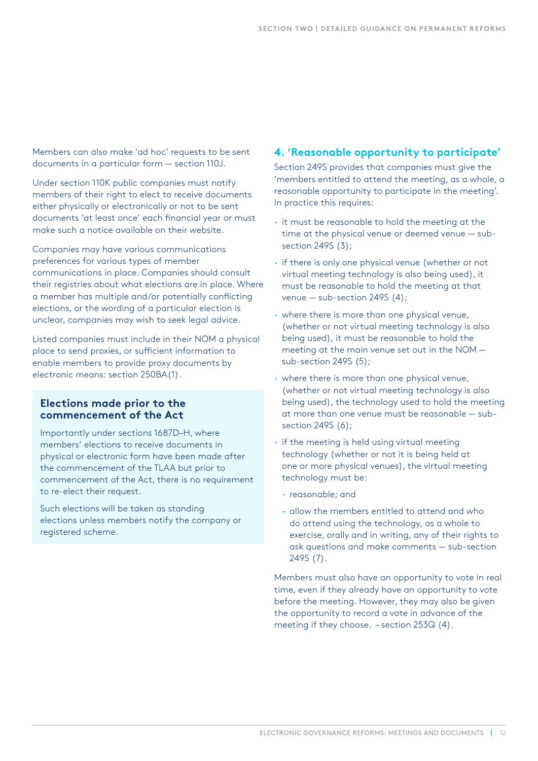Members can also make 'ad hoc' requests to be sent documents in a particular form — section 110J.

Under section 110K public companies must notify members of their right to elect to receive documents either physically or electronically or not to be sent documents 'at least once' each financial year or must make such a notice available on their website.

Companies may have various communications preferences for various types of member communications in place. Companies should consult their registries about what elections are in place. Where a member has multiple and/or potentially conflicting elections, or the wording of a particular election is unclear, companies may wish to seek legal advice.

Listed companies must include in their NOM a physical place to send proxies, or sufficient information to enable members to provide proxy documents by electronic means: section 250BA(1).

### Elections made prior to the commencement of the Act

Importantly under sections 1687D–H, where members' elections to receive documents in physical or electronic form have been made after the commencement of the TLAA but prior to commencement of the Act, there is no requirement to re-elect their request.

Such elections will be taken as standing elections unless members notify the company or registered scheme.

## 4. 'Reasonable opportunity to participate'

Section 249S provides that companies must give the 'members entitled to attend the meeting, as a whole, a reasonable opportunity to participate in the meeting'. In practice this requires:

- it must be reasonable to hold the meeting at the time at the physical venue or deemed venue — sub-section 249S (3);
- if there is only one physical venue (whether or not virtual meeting technology is also being used), it must be reasonable to hold the meeting at that venue — sub-section 249S (4);
- where there is more than one physical venue, (whether or not virtual meeting technology is also being used), it must be reasonable to hold the meeting at the main venue set out in the NOM — sub-section 249S (5);
- where there is more than one physical venue, (whether or not virtual meeting technology is also being used), the technology used to hold the meeting at more than one venue must be reasonable — sub-section 249S (6);
- if the meeting is held using virtual meeting technology (whether or not it is being held at one or more physical venues), the virtual meeting technology must be:
  - reasonable; and
  - allow the members entitled to attend and who do attend using the technology, as a whole to exercise, orally and in writing, any of their rights to ask questions and make comments — sub-section 249S (7).

Members must also have an opportunity to vote in real time, even if they already have an opportunity to vote before the meeting. However, they may also be given the opportunity to record a vote in advance of the meeting if they choose. – section 253Q (4).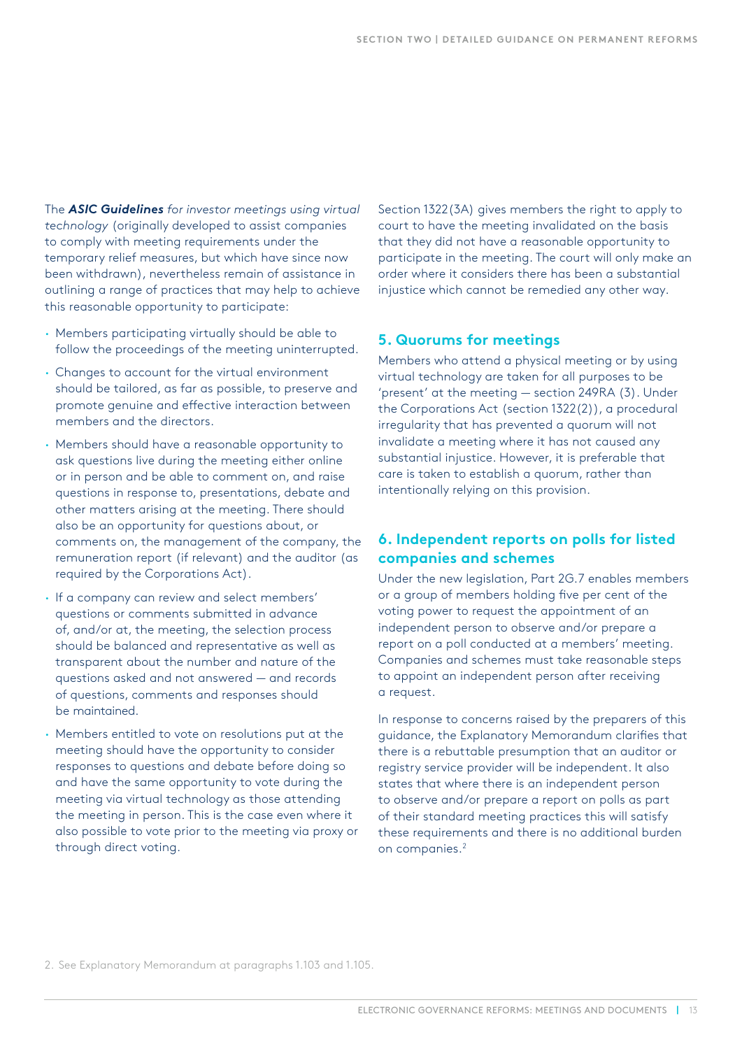The ***ASIC Guidelines*** *for investor meetings using virtual technology* (originally developed to assist companies to comply with meeting requirements under the temporary relief measures, but which have since now been withdrawn), nevertheless remain of assistance in outlining a range of practices that may help to achieve this reasonable opportunity to participate:

- Members participating virtually should be able to follow the proceedings of the meeting uninterrupted.
- Changes to account for the virtual environment should be tailored, as far as possible, to preserve and promote genuine and effective interaction between members and the directors.
- Members should have a reasonable opportunity to ask questions live during the meeting either online or in person and be able to comment on, and raise questions in response to, presentations, debate and other matters arising at the meeting. There should also be an opportunity for questions about, or comments on, the management of the company, the remuneration report (if relevant) and the auditor (as required by the Corporations Act).
- If a company can review and select members' questions or comments submitted in advance of, and/or at, the meeting, the selection process should be balanced and representative as well as transparent about the number and nature of the questions asked and not answered — and records of questions, comments and responses should be maintained.
- Members entitled to vote on resolutions put at the meeting should have the opportunity to consider responses to questions and debate before doing so and have the same opportunity to vote during the meeting via virtual technology as those attending the meeting in person. This is the case even where it also possible to vote prior to the meeting via proxy or through direct voting.

Section 1322(3A) gives members the right to apply to court to have the meeting invalidated on the basis that they did not have a reasonable opportunity to participate in the meeting. The court will only make an order where it considers there has been a substantial injustice which cannot be remedied any other way.

## 5. Quorums for meetings

Members who attend a physical meeting or by using virtual technology are taken for all purposes to be 'present' at the meeting — section 249RA (3). Under the Corporations Act (section 1322(2)), a procedural irregularity that has prevented a quorum will not invalidate a meeting where it has not caused any substantial injustice. However, it is preferable that care is taken to establish a quorum, rather than intentionally relying on this provision.

## 6. Independent reports on polls for listed companies and schemes

Under the new legislation, Part 2G.7 enables members or a group of members holding five per cent of the voting power to request the appointment of an independent person to observe and/or prepare a report on a poll conducted at a members' meeting. Companies and schemes must take reasonable steps to appoint an independent person after receiving a request.

In response to concerns raised by the preparers of this guidance, the Explanatory Memorandum clarifies that there is a rebuttable presumption that an auditor or registry service provider will be independent. It also states that where there is an independent person to observe and/or prepare a report on polls as part of their standard meeting practices this will satisfy these requirements and there is no additional burden on companies.[2]

2. See Explanatory Memorandum at paragraphs 1.103 and 1.105.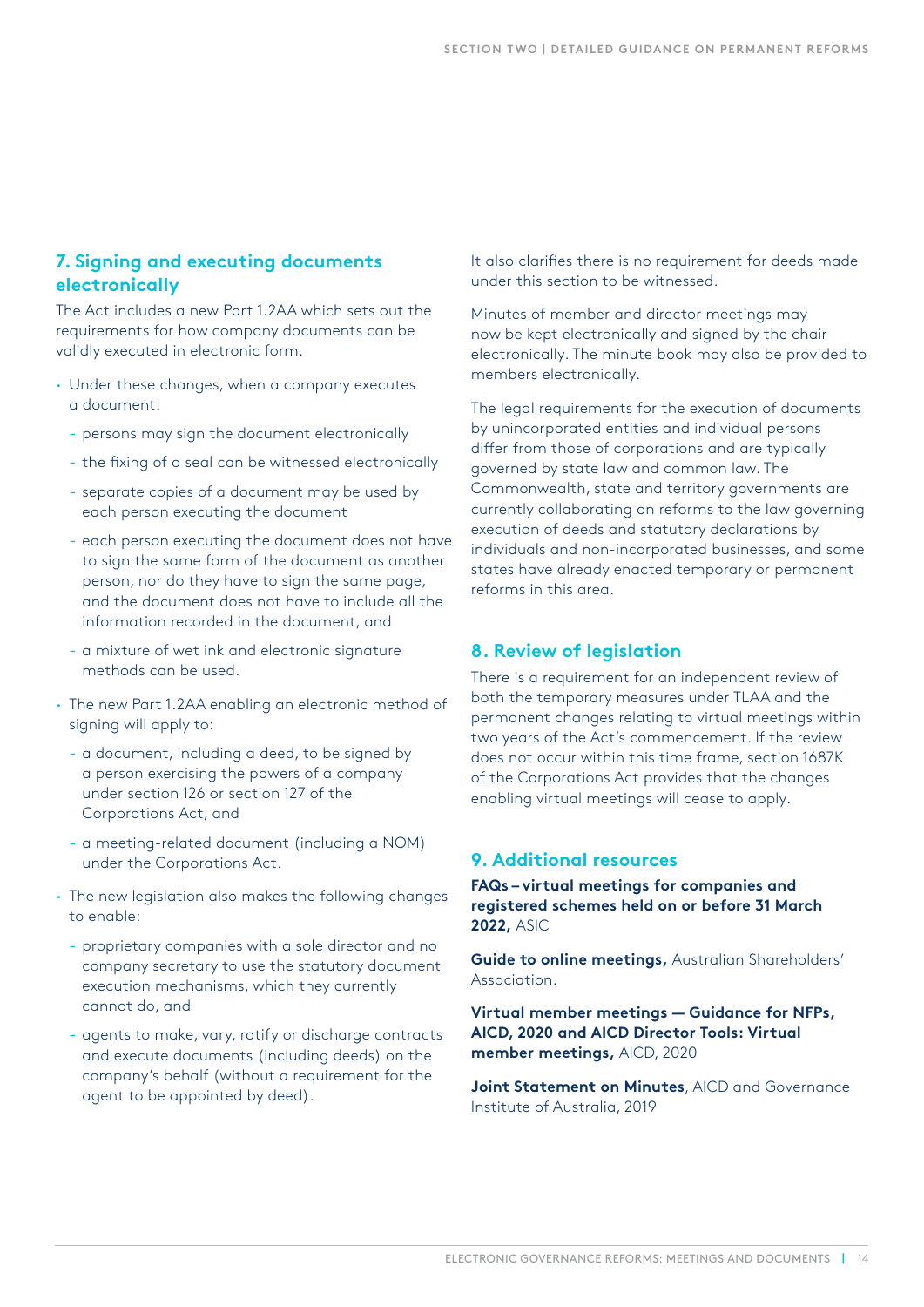## 7. Signing and executing documents electronically

The Act includes a new Part 1.2AA which sets out the requirements for how company documents can be validly executed in electronic form.

- Under these changes, when a company executes a document:
  - persons may sign the document electronically
  - the fixing of a seal can be witnessed electronically
  - separate copies of a document may be used by each person executing the document
  - each person executing the document does not have to sign the same form of the document as another person, nor do they have to sign the same page, and the document does not have to include all the information recorded in the document, and
  - a mixture of wet ink and electronic signature methods can be used.
- The new Part 1.2AA enabling an electronic method of signing will apply to:
  - a document, including a deed, to be signed by a person exercising the powers of a company under section 126 or section 127 of the Corporations Act, and
  - a meeting-related document (including a NOM) under the Corporations Act.
- The new legislation also makes the following changes to enable:
  - proprietary companies with a sole director and no company secretary to use the statutory document execution mechanisms, which they currently cannot do, and
  - agents to make, vary, ratify or discharge contracts and execute documents (including deeds) on the company's behalf (without a requirement for the agent to be appointed by deed).

It also clarifies there is no requirement for deeds made under this section to be witnessed.

Minutes of member and director meetings may now be kept electronically and signed by the chair electronically. The minute book may also be provided to members electronically.

The legal requirements for the execution of documents by unincorporated entities and individual persons differ from those of corporations and are typically governed by state law and common law. The Commonwealth, state and territory governments are currently collaborating on reforms to the law governing execution of deeds and statutory declarations by individuals and non-incorporated businesses, and some states have already enacted temporary or permanent reforms in this area.

## 8. Review of legislation

There is a requirement for an independent review of both the temporary measures under TLAA and the permanent changes relating to virtual meetings within two years of the Act's commencement. If the review does not occur within this time frame, section 1687K of the Corporations Act provides that the changes enabling virtual meetings will cease to apply.

## 9. Additional resources

**FAQs – virtual meetings for companies and registered schemes held on or before 31 March 2022,** ASIC

**Guide to online meetings,** Australian Shareholders' Association.

**Virtual member meetings — Guidance for NFPs, AICD, 2020 and AICD Director Tools: Virtual member meetings,** AICD, 2020

**Joint Statement on Minutes**, AICD and Governance Institute of Australia, 2019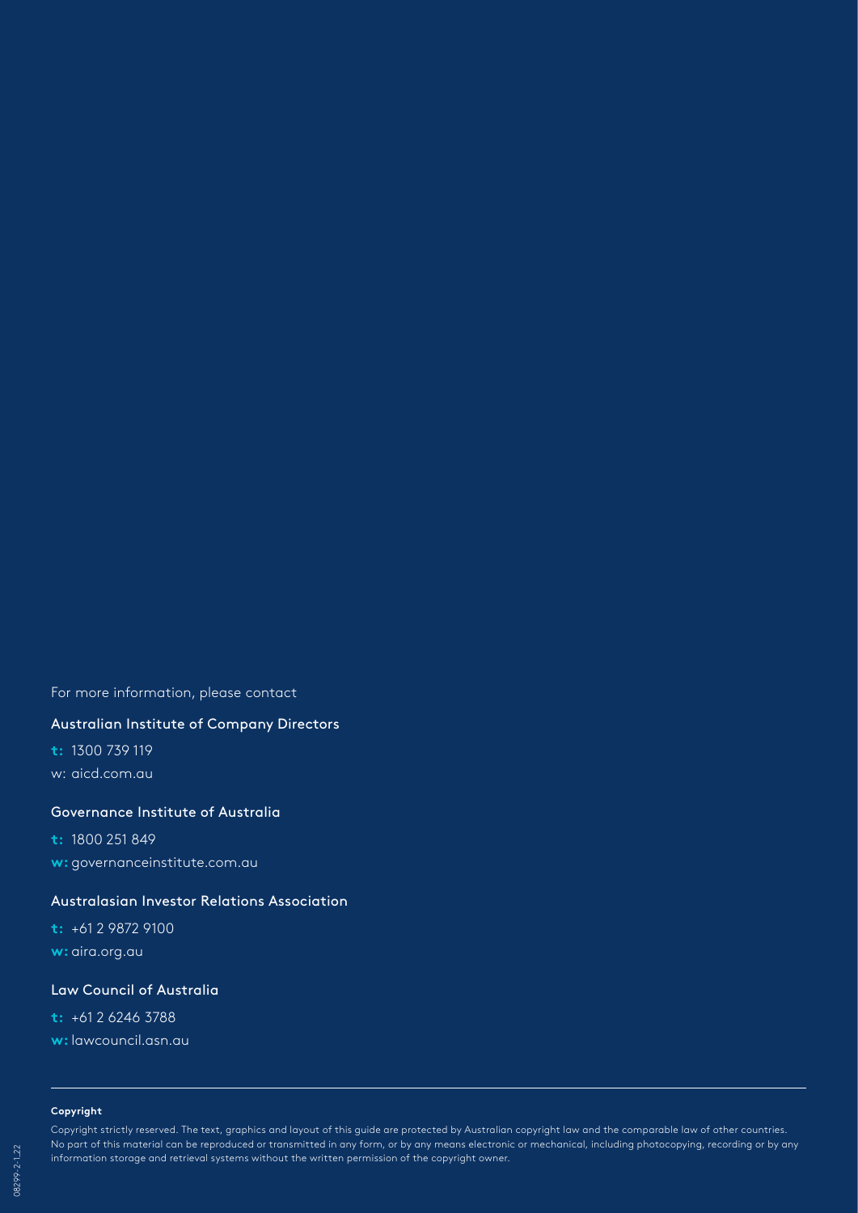For more information, please contact

Australian Institute of Company Directors

**t:** 1300 739 119

w: aicd.com.au

Governance Institute of Australia

**t:** 1800 251 849

**w:** governanceinstitute.com.au

Australasian Investor Relations Association

**t:** +61 2 9872 9100

**w:** aira.org.au

Law Council of Australia

**t:** +61 2 6246 3788

**w:** lawcouncil.asn.au

---

**Copyright**

Copyright strictly reserved. The text, graphics and layout of this guide are protected by Australian copyright law and the comparable law of other countries. No part of this material can be reproduced or transmitted in any form, or by any means electronic or mechanical, including photocopying, recording or by any information storage and retrieval systems without the written permission of the copyright owner.

08299-2-1.22